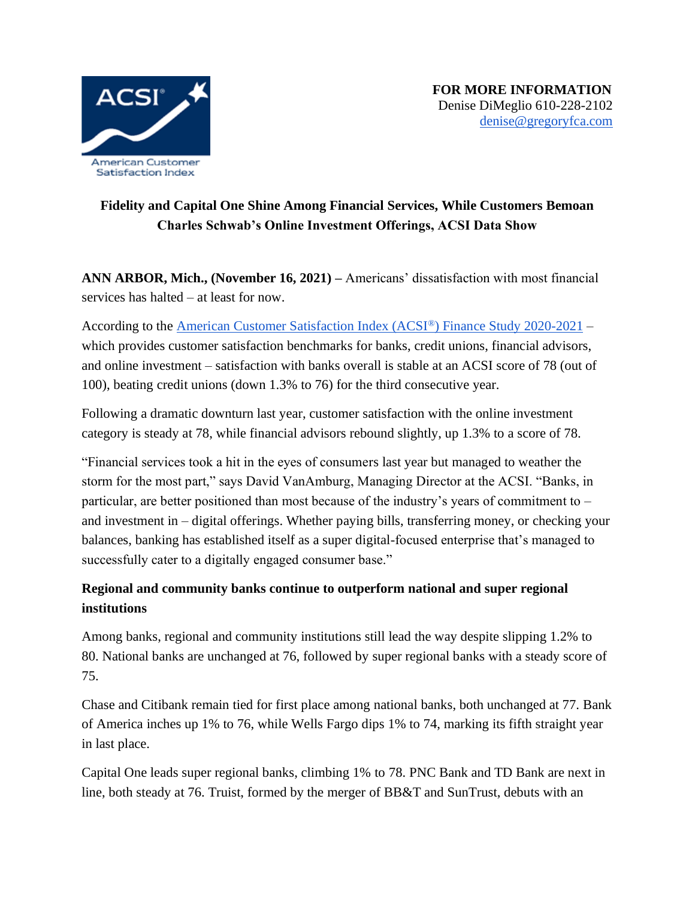American Customer Satisfaction Index

**FOR MORE INFORMATION**
Denise DiMeglio 610-228-2102
denise@gregoryfca.com

# Fidelity and Capital One Shine Among Financial Services, While Customers Bemoan Charles Schwab's Online Investment Offerings, ACSI Data Show

**ANN ARBOR, Mich., (November 16, 2021) –** Americans' dissatisfaction with most financial services has halted – at least for now.

According to the American Customer Satisfaction Index (ACSI®) Finance Study 2020-2021 – which provides customer satisfaction benchmarks for banks, credit unions, financial advisors, and online investment – satisfaction with banks overall is stable at an ACSI score of 78 (out of 100), beating credit unions (down 1.3% to 76) for the third consecutive year.

Following a dramatic downturn last year, customer satisfaction with the online investment category is steady at 78, while financial advisors rebound slightly, up 1.3% to a score of 78.

"Financial services took a hit in the eyes of consumers last year but managed to weather the storm for the most part," says David VanAmburg, Managing Director at the ACSI. "Banks, in particular, are better positioned than most because of the industry's years of commitment to – and investment in – digital offerings. Whether paying bills, transferring money, or checking your balances, banking has established itself as a super digital-focused enterprise that's managed to successfully cater to a digitally engaged consumer base."

## Regional and community banks continue to outperform national and super regional institutions

Among banks, regional and community institutions still lead the way despite slipping 1.2% to 80. National banks are unchanged at 76, followed by super regional banks with a steady score of 75.

Chase and Citibank remain tied for first place among national banks, both unchanged at 77. Bank of America inches up 1% to 76, while Wells Fargo dips 1% to 74, marking its fifth straight year in last place.

Capital One leads super regional banks, climbing 1% to 78. PNC Bank and TD Bank are next in line, both steady at 76. Truist, formed by the merger of BB&T and SunTrust, debuts with an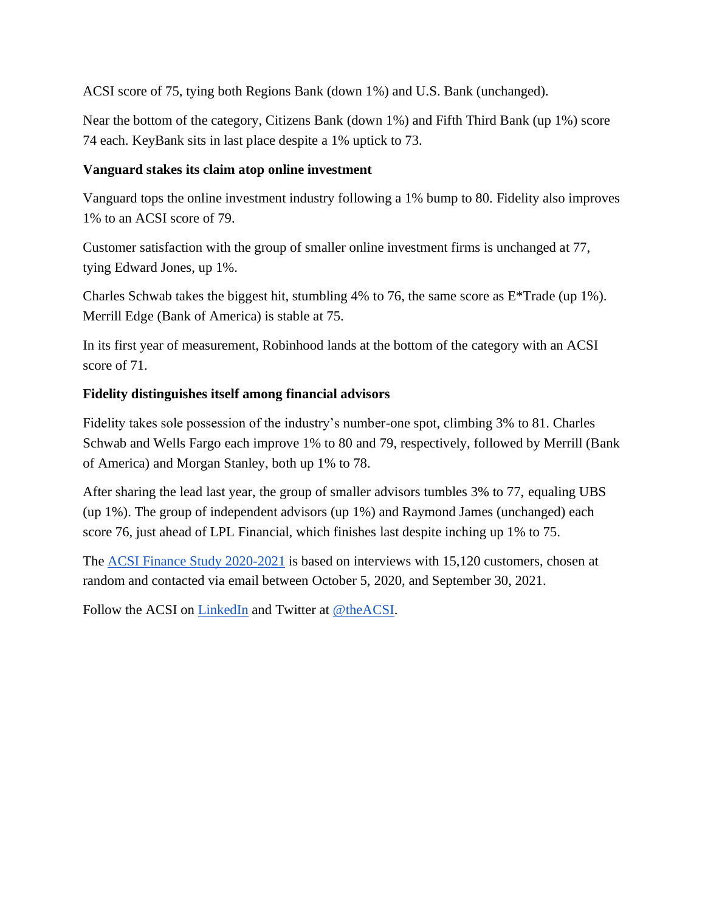ACSI score of 75, tying both Regions Bank (down 1%) and U.S. Bank (unchanged).

Near the bottom of the category, Citizens Bank (down 1%) and Fifth Third Bank (up 1%) score 74 each. KeyBank sits in last place despite a 1% uptick to 73.

**Vanguard stakes its claim atop online investment**

Vanguard tops the online investment industry following a 1% bump to 80. Fidelity also improves 1% to an ACSI score of 79.

Customer satisfaction with the group of smaller online investment firms is unchanged at 77, tying Edward Jones, up 1%.

Charles Schwab takes the biggest hit, stumbling 4% to 76, the same score as E*Trade (up 1%). Merrill Edge (Bank of America) is stable at 75.

In its first year of measurement, Robinhood lands at the bottom of the category with an ACSI score of 71.

**Fidelity distinguishes itself among financial advisors**

Fidelity takes sole possession of the industry's number-one spot, climbing 3% to 81. Charles Schwab and Wells Fargo each improve 1% to 80 and 79, respectively, followed by Merrill (Bank of America) and Morgan Stanley, both up 1% to 78.

After sharing the lead last year, the group of smaller advisors tumbles 3% to 77, equaling UBS (up 1%). The group of independent advisors (up 1%) and Raymond James (unchanged) each score 76, just ahead of LPL Financial, which finishes last despite inching up 1% to 75.

The [ACSI Finance Study 2020-2021] is based on interviews with 15,120 customers, chosen at random and contacted via email between October 5, 2020, and September 30, 2021.

Follow the ACSI on [LinkedIn] and Twitter at [@theACSI].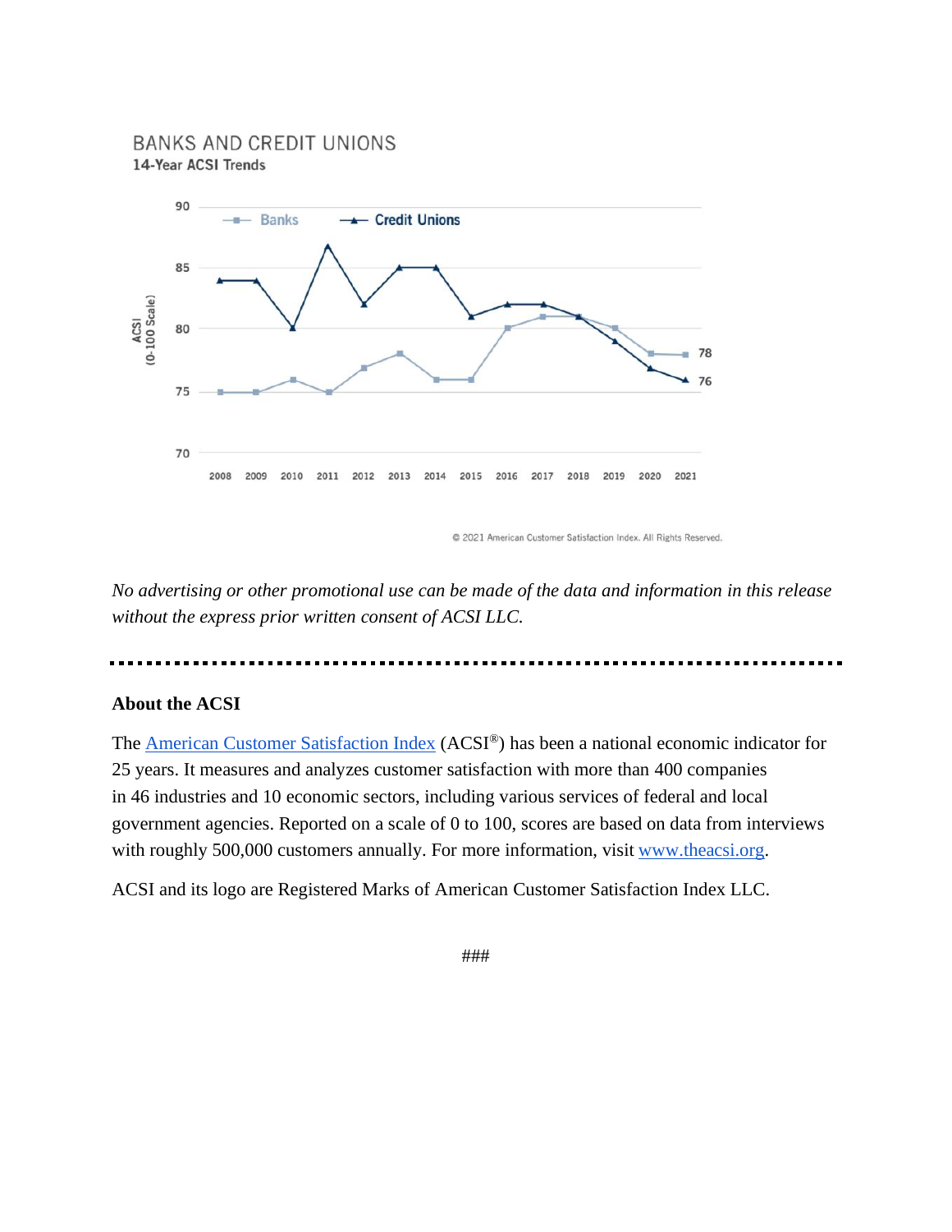BANKS AND CREDIT UNIONS
14-Year ACSI Trends

ACSI (0-100 Scale)

90
85
80
75
70

Banks
Credit Unions

78
76

2008 2009 2010 2011 2012 2013 2014 2015 2016 2017 2018 2019 2020 2021

© 2021 American Customer Satisfaction Index. All Rights Reserved.

*No advertising or other promotional use can be made of the data and information in this release without the express prior written consent of ACSI LLC.*

---

**About the ACSI**

The [American Customer Satisfaction Index](http://www.theacsi.org) (ACSI®) has been a national economic indicator for 25 years. It measures and analyzes customer satisfaction with more than 400 companies in 46 industries and 10 economic sectors, including various services of federal and local government agencies. Reported on a scale of 0 to 100, scores are based on data from interviews with roughly 500,000 customers annually. For more information, visit [www.theacsi.org](http://www.theacsi.org).

ACSI and its logo are Registered Marks of American Customer Satisfaction Index LLC.

###